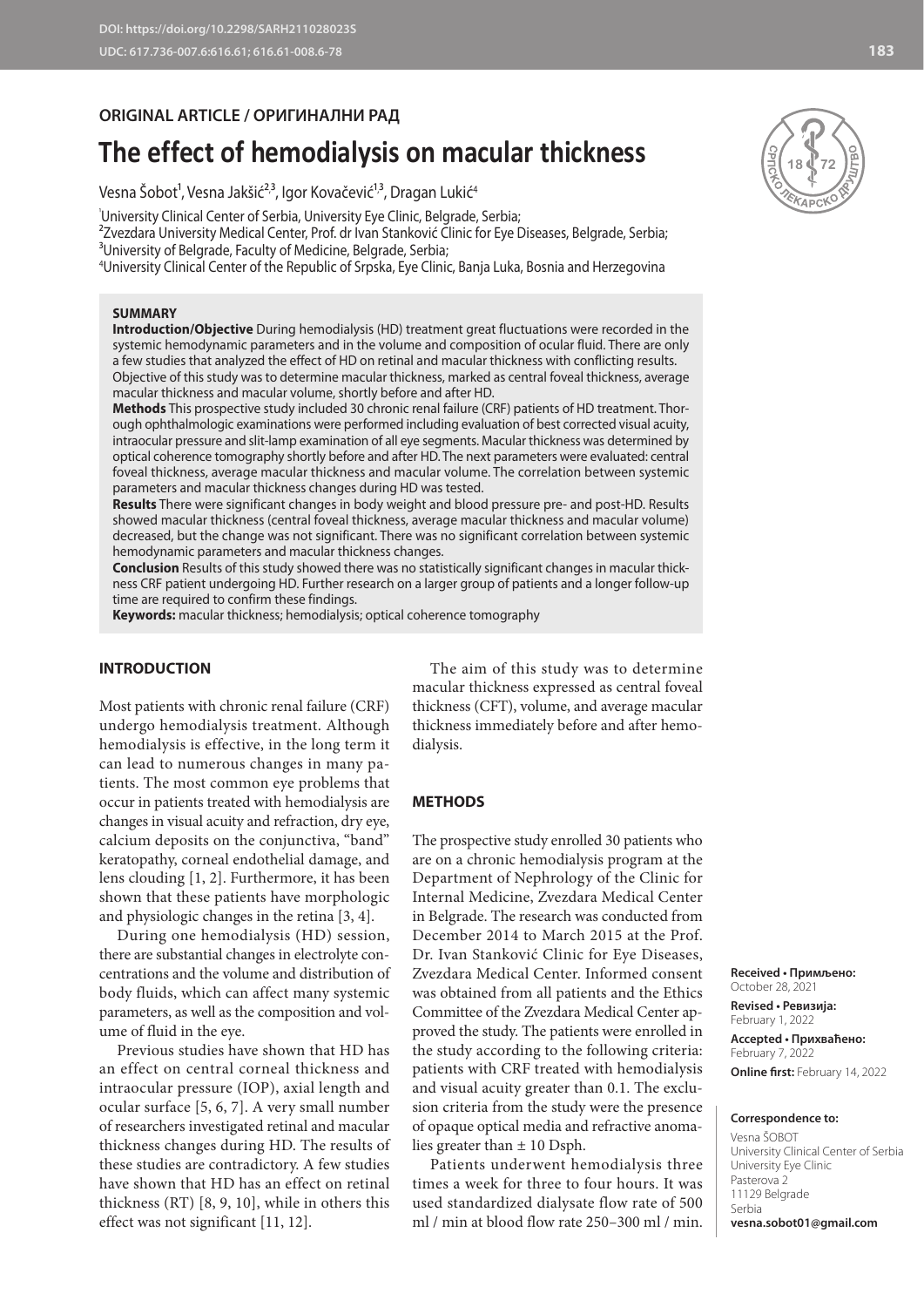**ORIGINAL ARTICLE / ОРИГИНАЛНИ РАД**

# The effect of hemodialysis on macular thickness

Vesna Šobot[1], Vesna Jakšić[2,3], Igor Kovačević[1,3], Dragan Lukić[4]

[1]University Clinical Center of Serbia, University Eye Clinic, Belgrade, Serbia;
[2]Zvezdara University Medical Center, Prof. dr Ivan Stanković Clinic for Eye Diseases, Belgrade, Serbia;
[3]University of Belgrade, Faculty of Medicine, Belgrade, Serbia;
[4]University Clinical Center of the Republic of Srpska, Eye Clinic, Banja Luka, Bosnia and Herzegovina

## SUMMARY

**Introduction/Objective** During hemodialysis (HD) treatment great fluctuations were recorded in the systemic hemodynamic parameters and in the volume and composition of ocular fluid. There are only a few studies that analyzed the effect of HD on retinal and macular thickness with conflicting results. Objective of this study was to determine macular thickness, marked as central foveal thickness, average macular thickness and macular volume, shortly before and after HD.

**Methods** This prospective study included 30 chronic renal failure (CRF) patients of HD treatment. Thorough ophthalmologic examinations were performed including evaluation of best corrected visual acuity, intraocular pressure and slit-lamp examination of all eye segments. Macular thickness was determined by optical coherence tomography shortly before and after HD. The next parameters were evaluated: central foveal thickness, average macular thickness and macular volume. The correlation between systemic parameters and macular thickness changes during HD was tested.

**Results** There were significant changes in body weight and blood pressure pre- and post-HD. Results showed macular thickness (central foveal thickness, average macular thickness and macular volume) decreased, but the change was not significant. There was no significant correlation between systemic hemodynamic parameters and macular thickness changes.

**Conclusion** Results of this study showed there was no statistically significant changes in macular thickness CRF patient undergoing HD. Further research on a larger group of patients and a longer follow-up time are required to confirm these findings.

**Keywords:** macular thickness; hemodialysis; optical coherence tomography

## INTRODUCTION

Most patients with chronic renal failure (CRF) undergo hemodialysis treatment. Although hemodialysis is effective, in the long term it can lead to numerous changes in many patients. The most common eye problems that occur in patients treated with hemodialysis are changes in visual acuity and refraction, dry eye, calcium deposits on the conjunctiva, "band" keratopathy, corneal endothelial damage, and lens clouding [1, 2]. Furthermore, it has been shown that these patients have morphologic and physiologic changes in the retina [3, 4].

During one hemodialysis (HD) session, there are substantial changes in electrolyte concentrations and the volume and distribution of body fluids, which can affect many systemic parameters, as well as the composition and volume of fluid in the eye.

Previous studies have shown that HD has an effect on central corneal thickness and intraocular pressure (IOP), axial length and ocular surface [5, 6, 7]. A very small number of researchers investigated retinal and macular thickness changes during HD. The results of these studies are contradictory. A few studies have shown that HD has an effect on retinal thickness (RT) [8, 9, 10], while in others this effect was not significant [11, 12].

The aim of this study was to determine macular thickness expressed as central foveal thickness (CFT), volume, and average macular thickness immediately before and after hemodialysis.

## METHODS

The prospective study enrolled 30 patients who are on a chronic hemodialysis program at the Department of Nephrology of the Clinic for Internal Medicine, Zvezdara Medical Center in Belgrade. The research was conducted from December 2014 to March 2015 at the Prof. Dr. Ivan Stanković Clinic for Eye Diseases, Zvezdara Medical Center. Informed consent was obtained from all patients and the Ethics Committee of the Zvezdara Medical Center approved the study. The patients were enrolled in the study according to the following criteria: patients with CRF treated with hemodialysis and visual acuity greater than 0.1. The exclusion criteria from the study were the presence of opaque optical media and refractive anomalies greater than ± 10 Dsph.

Patients underwent hemodialysis three times a week for three to four hours. It was used standardized dialysate flow rate of 500 ml / min at blood flow rate 250–300 ml / min.

**Received • Примљено:** October 28, 2021
**Revised • Ревизија:** February 1, 2022
**Accepted • Прихваћено:** February 7, 2022
**Online first:** February 14, 2022

**Correspondence to:**
Vesna ŠOBOT
University Clinical Center of Serbia
University Eye Clinic
Pasterova 2
11129 Belgrade
Serbia
**vesna.sobot01@gmail.com**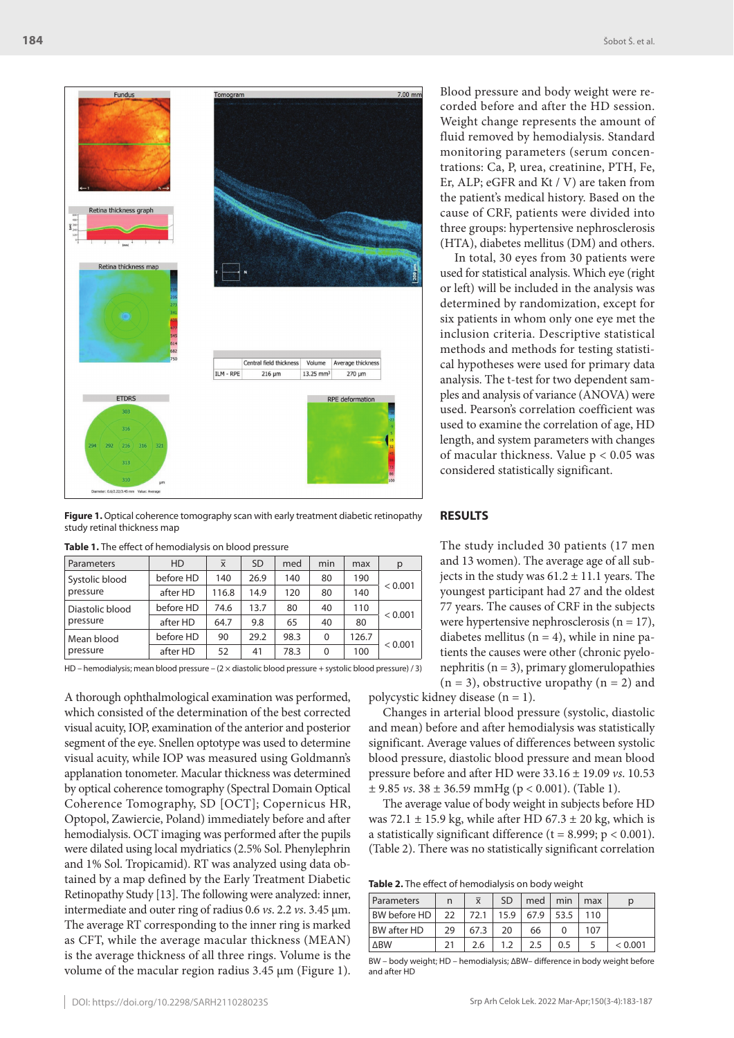Figure 1. Optical coherence tomography scan with early treatment diabetic retinopathy study retinal thickness map

Table 1. The effect of hemodialysis on blood pressure

| Parameters | HD | x̄ | SD | med | min | max | p |
|---|---|---|---|---|---|---|---|
| Systolic blood pressure | before HD | 140 | 26.9 | 140 | 80 | 190 | < 0.001 |
| | after HD | 116.8 | 14.9 | 120 | 80 | 140 | |
| Diastolic blood pressure | before HD | 74.6 | 13.7 | 80 | 40 | 110 | < 0.001 |
| | after HD | 64.7 | 9.8 | 65 | 40 | 80 | |
| Mean blood pressure | before HD | 90 | 29.2 | 98.3 | 0 | 126.7 | < 0.001 |
| | after HD | 52 | 41 | 78.3 | 0 | 100 | |

HD – hemodialysis; mean blood pressure – (2 × diastolic blood pressure + systolic blood pressure) / 3)

A thorough ophthalmological examination was performed, which consisted of the determination of the best corrected visual acuity, IOP, examination of the anterior and posterior segment of the eye. Snellen optotype was used to determine visual acuity, while IOP was measured using Goldmann's applanation tonometer. Macular thickness was determined by optical coherence tomography (Spectral Domain Optical Coherence Tomography, SD [OCT]; Copernicus HR, Optopol, Zawiercie, Poland) immediately before and after hemodialysis. OCT imaging was performed after the pupils were dilated using local mydriatics (2.5% Sol. Phenylephrin and 1% Sol. Tropicamid). RT was analyzed using data obtained by a map defined by the Early Treatment Diabetic Retinopathy Study [13]. The following were analyzed: inner, intermediate and outer ring of radius 0.6 *vs.* 2.2 *vs.* 3.45 µm. The average RT corresponding to the inner ring is marked as CFT, while the average macular thickness (MEAN) is the average thickness of all three rings. Volume is the volume of the macular region radius 3.45 µm (Figure 1).

Blood pressure and body weight were recorded before and after the HD session. Weight change represents the amount of fluid removed by hemodialysis. Standard monitoring parameters (serum concentrations: Ca, P, urea, creatinine, PTH, Fe, Er, ALP; eGFR and Kt / V) are taken from the patient's medical history. Based on the cause of CRF, patients were divided into three groups: hypertensive nephrosclerosis (HTA), diabetes mellitus (DM) and others.

In total, 30 eyes from 30 patients were used for statistical analysis. Which eye (right or left) will be included in the analysis was determined by randomization, except for six patients in whom only one eye met the inclusion criteria. Descriptive statistical methods and methods for testing statistical hypotheses were used for primary data analysis. The t-test for two dependent samples and analysis of variance (ANOVA) were used. Pearson's correlation coefficient was used to examine the correlation of age, HD length, and system parameters with changes of macular thickness. Value $p < 0.05$ was considered statistically significant.

## RESULTS

The study included 30 patients (17 men and 13 women). The average age of all subjects in the study was 61.2 ± 11.1 years. The youngest participant had 27 and the oldest 77 years. The causes of CRF in the subjects were hypertensive nephrosclerosis (n = 17), diabetes mellitus (n = 4), while in nine patients the causes were other (chronic pyelonephritis (n = 3), primary glomerulopathies (n = 3), obstructive uropathy (n = 2) and polycystic kidney disease (n = 1).

Changes in arterial blood pressure (systolic, diastolic and mean) before and after hemodialysis was statistically significant. Average values of differences between systolic blood pressure, diastolic blood pressure and mean blood pressure before and after HD were 33.16 ± 19.09 *vs.* 10.53 ± 9.85 *vs.* 38 ± 36.59 mmHg ($p < 0.001$). (Table 1).

The average value of body weight in subjects before HD was 72.1 ± 15.9 kg, while after HD 67.3 ± 20 kg, which is a statistically significant difference ($t = 8.999$; $p < 0.001$). (Table 2). There was no statistically significant correlation

Table 2. The effect of hemodialysis on body weight

| Parameters | n | x̄ | SD | med | min | max | p |
|---|---|---|---|---|---|---|---|
| BW before HD | 22 | 72.1 | 15.9 | 67.9 | 53.5 | 110 | |
| BW after HD | 29 | 67.3 | 20 | 66 | 0 | 107 | |
| ΔBW | 21 | 2.6 | 1.2 | 2.5 | 0.5 | 5 | < 0.001 |

BW – body weight; HD – hemodialysis; ΔBW– difference in body weight before and after HD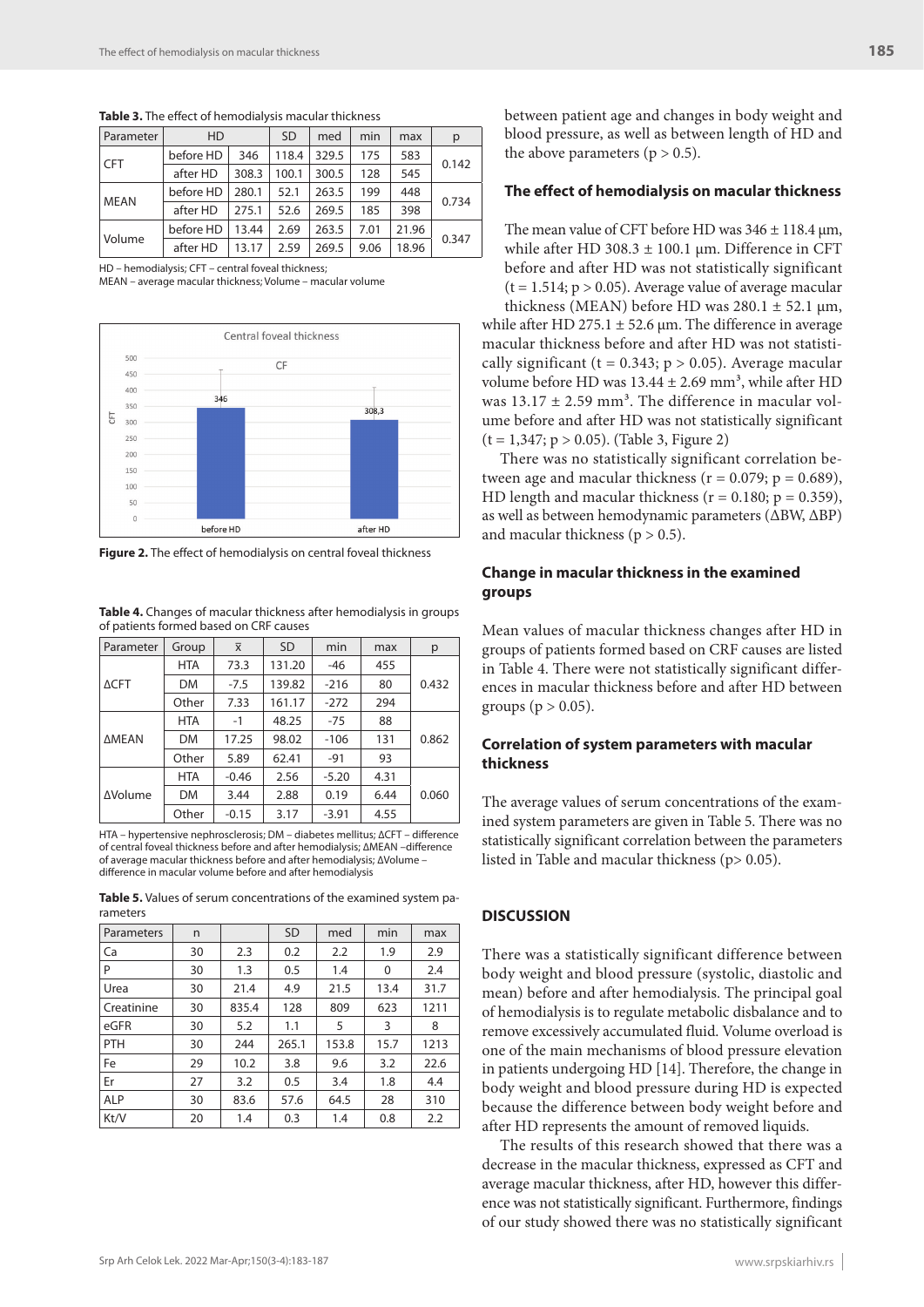**Table 3.** The effect of hemodialysis macular thickness

| Parameter | HD | | SD | med | min | max | p |
|---|---|---|---|---|---|---|---|
| CFT | before HD | 346 | 118.4 | 329.5 | 175 | 583 | 0.142 |
| | after HD | 308.3 | 100.1 | 300.5 | 128 | 545 | |
| MEAN | before HD | 280.1 | 52.1 | 263.5 | 199 | 448 | 0.734 |
| | after HD | 275.1 | 52.6 | 269.5 | 185 | 398 | |
| Volume | before HD | 13.44 | 2.69 | 263.5 | 7.01 | 21.96 | 0.347 |
| | after HD | 13.17 | 2.59 | 269.5 | 9.06 | 18.96 | |

HD – hemodialysis; CFT – central foveal thickness;
MEAN – average macular thickness; Volume – macular volume

Figure 2. The effect of hemodialysis on central foveal thickness

**Table 4.** Changes of macular thickness after hemodialysis in groups of patients formed based on CRF causes

| Parameter | Group | $\bar{x}$ | SD | min | max | p |
|---|---|---|---|---|---|---|
| ΔCFT | HTA | 73.3 | 131.20 | -46 | 455 | 0.432 |
| | DM | -7.5 | 139.82 | -216 | 80 | |
| | Other | 7.33 | 161.17 | -272 | 294 | |
| ΔMEAN | HTA | -1 | 48.25 | -75 | 88 | 0.862 |
| | DM | 17.25 | 98.02 | -106 | 131 | |
| | Other | 5.89 | 62.41 | -91 | 93 | |
| ΔVolume | HTA | -0.46 | 2.56 | -5.20 | 4.31 | 0.060 |
| | DM | 3.44 | 2.88 | 0.19 | 6.44 | |
| | Other | -0.15 | 3.17 | -3.91 | 4.55 | |

HTA – hypertensive nephrosclerosis; DM – diabetes mellitus; ΔCFT – difference of central foveal thickness before and after hemodialysis; ΔMEAN –difference of average macular thickness before and after hemodialysis; ΔVolume – difference in macular volume before and after hemodialysis

**Table 5.** Values of serum concentrations of the examined system parameters

| Parameters | n | | SD | med | min | max |
|---|---|---|---|---|---|---|
| Ca | 30 | 2.3 | 0.2 | 2.2 | 1.9 | 2.9 |
| P | 30 | 1.3 | 0.5 | 1.4 | 0 | 2.4 |
| Urea | 30 | 21.4 | 4.9 | 21.5 | 13.4 | 31.7 |
| Creatinine | 30 | 835.4 | 128 | 809 | 623 | 1211 |
| eGFR | 30 | 5.2 | 1.1 | 5 | 3 | 8 |
| PTH | 30 | 244 | 265.1 | 153.8 | 15.7 | 1213 |
| Fe | 29 | 10.2 | 3.8 | 9.6 | 3.2 | 22.6 |
| Er | 27 | 3.2 | 0.5 | 3.4 | 1.8 | 4.4 |
| ALP | 30 | 83.6 | 57.6 | 64.5 | 28 | 310 |
| Kt/V | 20 | 1.4 | 0.3 | 1.4 | 0.8 | 2.2 |

between patient age and changes in body weight and blood pressure, as well as between length of HD and the above parameters ($p > 0.5$).

### The effect of hemodialysis on macular thickness

The mean value of CFT before HD was 346 ± 118.4 µm, while after HD 308.3 ± 100.1 µm. Difference in CFT before and after HD was not statistically significant ($t = 1.514$; $p > 0.05$). Average value of average macular thickness (MEAN) before HD was 280.1 ± 52.1 µm, while after HD 275.1 ± 52.6 µm. The difference in average macular thickness before and after HD was not statistically significant ($t = 0.343$; $p > 0.05$). Average macular volume before HD was 13.44 ± 2.69 mm³, while after HD was 13.17 ± 2.59 mm³. The difference in macular volume before and after HD was not statistically significant ($t = 1,347$; $p > 0.05$). (Table 3, Figure 2)

There was no statistically significant correlation between age and macular thickness ($r = 0.079$; $p = 0.689$), HD length and macular thickness ($r = 0.180$; $p = 0.359$), as well as between hemodynamic parameters (ΔBW, ΔBP) and macular thickness ($p > 0.5$).

### Change in macular thickness in the examined groups

Mean values of macular thickness changes after HD in groups of patients formed based on CRF causes are listed in Table 4. There were not statistically significant differences in macular thickness before and after HD between groups ($p > 0.05$).

### Correlation of system parameters with macular thickness

The average values of serum concentrations of the examined system parameters are given in Table 5. There was no statistically significant correlation between the parameters listed in Table and macular thickness ($p > 0.05$).

## DISCUSSION

There was a statistically significant difference between body weight and blood pressure (systolic, diastolic and mean) before and after hemodialysis. The principal goal of hemodialysis is to regulate metabolic disbalance and to remove excessively accumulated fluid. Volume overload is one of the main mechanisms of blood pressure elevation in patients undergoing HD [14]. Therefore, the change in body weight and blood pressure during HD is expected because the difference between body weight before and after HD represents the amount of removed liquids.

The results of this research showed that there was a decrease in the macular thickness, expressed as CFT and average macular thickness, after HD, however this difference was not statistically significant. Furthermore, findings of our study showed there was no statistically significant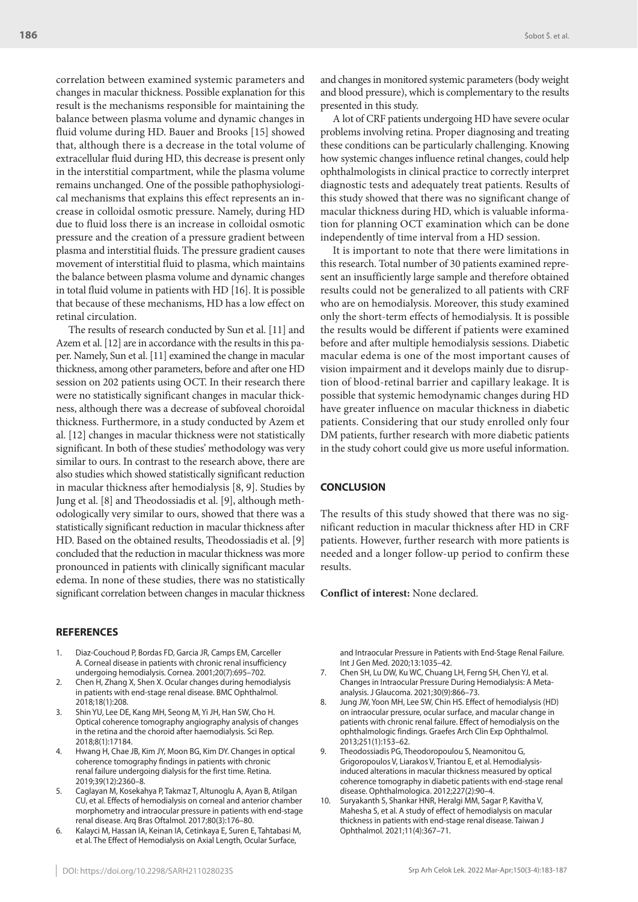correlation between examined systemic parameters and changes in macular thickness. Possible explanation for this result is the mechanisms responsible for maintaining the balance between plasma volume and dynamic changes in fluid volume during HD. Bauer and Brooks [15] showed that, although there is a decrease in the total volume of extracellular fluid during HD, this decrease is present only in the interstitial compartment, while the plasma volume remains unchanged. One of the possible pathophysiological mechanisms that explains this effect represents an increase in colloidal osmotic pressure. Namely, during HD due to fluid loss there is an increase in colloidal osmotic pressure and the creation of a pressure gradient between plasma and interstitial fluids. The pressure gradient causes movement of interstitial fluid to plasma, which maintains the balance between plasma volume and dynamic changes in total fluid volume in patients with HD [16]. It is possible that because of these mechanisms, HD has a low effect on retinal circulation.

The results of research conducted by Sun et al. [11] and Azem et al. [12] are in accordance with the results in this paper. Namely, Sun et al. [11] examined the change in macular thickness, among other parameters, before and after one HD session on 202 patients using OCT. In their research there were no statistically significant changes in macular thickness, although there was a decrease of subfoveal choroidal thickness. Furthermore, in a study conducted by Azem et al. [12] changes in macular thickness were not statistically significant. In both of these studies' methodology was very similar to ours. In contrast to the research above, there are also studies which showed statistically significant reduction in macular thickness after hemodialysis [8, 9]. Studies by Jung et al. [8] and Theodossiadis et al. [9], although methodologically very similar to ours, showed that there was a statistically significant reduction in macular thickness after HD. Based on the obtained results, Theodossiadis et al. [9] concluded that the reduction in macular thickness was more pronounced in patients with clinically significant macular edema. In none of these studies, there was no statistically significant correlation between changes in macular thickness and changes in monitored systemic parameters (body weight and blood pressure), which is complementary to the results presented in this study.

A lot of CRF patients undergoing HD have severe ocular problems involving retina. Proper diagnosing and treating these conditions can be particularly challenging. Knowing how systemic changes influence retinal changes, could help ophthalmologists in clinical practice to correctly interpret diagnostic tests and adequately treat patients. Results of this study showed that there was no significant change of macular thickness during HD, which is valuable information for planning OCT examination which can be done independently of time interval from a HD session.

It is important to note that there were limitations in this research. Total number of 30 patients examined represent an insufficiently large sample and therefore obtained results could not be generalized to all patients with CRF who are on hemodialysis. Moreover, this study examined only the short-term effects of hemodialysis. It is possible the results would be different if patients were examined before and after multiple hemodialysis sessions. Diabetic macular edema is one of the most important causes of vision impairment and it develops mainly due to disruption of blood-retinal barrier and capillary leakage. It is possible that systemic hemodynamic changes during HD have greater influence on macular thickness in diabetic patients. Considering that our study enrolled only four DM patients, further research with more diabetic patients in the study cohort could give us more useful information.

## CONCLUSION

The results of this study showed that there was no significant reduction in macular thickness after HD in CRF patients. However, further research with more patients is needed and a longer follow-up period to confirm these results.

**Conflict of interest:** None declared.

## REFERENCES

1. Diaz-Couchoud P, Bordas FD, Garcia JR, Camps EM, Carceller A. Corneal disease in patients with chronic renal insufficiency undergoing hemodialysis. Cornea. 2001;20(7):695–702.
2. Chen H, Zhang X, Shen X. Ocular changes during hemodialysis in patients with end-stage renal disease. BMC Ophthalmol. 2018;18(1):208.
3. Shin YU, Lee DE, Kang MH, Seong M, Yi JH, Han SW, Cho H. Optical coherence tomography angiography analysis of changes in the retina and the choroid after haemodialysis. Sci Rep. 2018;8(1):17184.
4. Hwang H, Chae JB, Kim JY, Moon BG, Kim DY. Changes in optical coherence tomography findings in patients with chronic renal failure undergoing dialysis for the first time. Retina. 2019;39(12):2360–8.
5. Caglayan M, Kosekahya P, Takmaz T, Altunoglu A, Ayan B, Atilgan CU, et al. Effects of hemodialysis on corneal and anterior chamber morphometry and intraocular pressure in patients with end-stage renal disease. Arq Bras Oftalmol. 2017;80(3):176–80.
6. Kalayci M, Hassan IA, Keinan IA, Cetinkaya E, Suren E, Tahtabasi M, et al. The Effect of Hemodialysis on Axial Length, Ocular Surface, and Intraocular Pressure in Patients with End-Stage Renal Failure. Int J Gen Med. 2020;13:1035–42.
7. Chen SH, Lu DW, Ku WC, Chuang LH, Ferng SH, Chen YJ, et al. Changes in Intraocular Pressure During Hemodialysis: A Meta-analysis. J Glaucoma. 2021;30(9):866–73.
8. Jung JW, Yoon MH, Lee SW, Chin HS. Effect of hemodialysis (HD) on intraocular pressure, ocular surface, and macular change in patients with chronic renal failure. Effect of hemodialysis on the ophthalmologic findings. Graefes Arch Clin Exp Ophthalmol. 2013;251(1):153–62.
9. Theodossiadis PG, Theodoropoulou S, Neamonitou G, Grigoropoulos V, Liarakos V, Triantou E, et al. Hemodialysis-induced alterations in macular thickness measured by optical coherence tomography in diabetic patients with end-stage renal disease. Ophthalmologica. 2012;227(2):90–4.
10. Suryakanth S, Shankar HNR, Heralgi MM, Sagar P, Kavitha V, Mahesha S, et al. A study of effect of hemodialysis on macular thickness in patients with end-stage renal disease. Taiwan J Ophthalmol. 2021;11(4):367–71.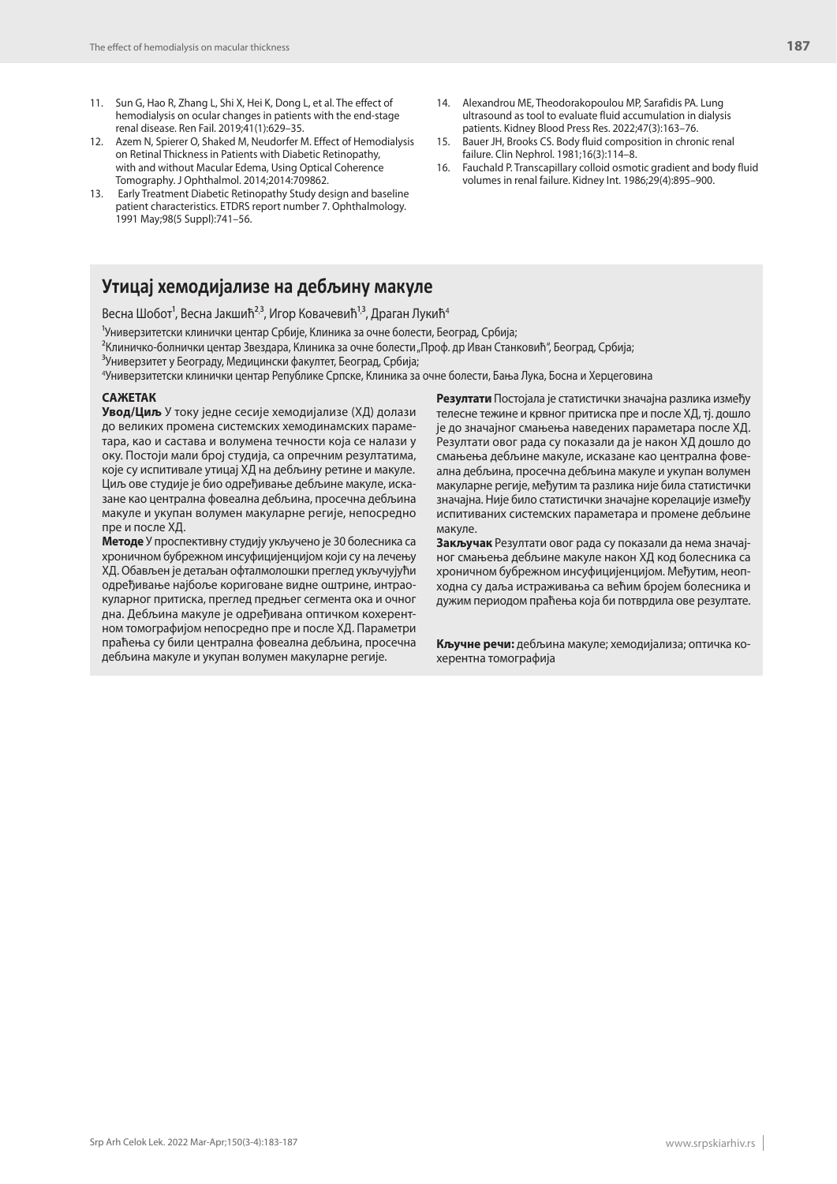11. Sun G, Hao R, Zhang L, Shi X, Hei K, Dong L, et al. The effect of hemodialysis on ocular changes in patients with the end-stage renal disease. Ren Fail. 2019;41(1):629–35.
12. Azem N, Spierer O, Shaked M, Neudorfer M. Effect of Hemodialysis on Retinal Thickness in Patients with Diabetic Retinopathy, with and without Macular Edema, Using Optical Coherence Tomography. J Ophthalmol. 2014;2014:709862.
13. Early Treatment Diabetic Retinopathy Study design and baseline patient characteristics. ETDRS report number 7. Ophthalmology. 1991 May;98(5 Suppl):741–56.
14. Alexandrou ME, Theodorakopoulou MP, Sarafidis PA. Lung ultrasound as tool to evaluate fluid accumulation in dialysis patients. Kidney Blood Press Res. 2022;47(3):163–76.
15. Bauer JH, Brooks CS. Body fluid composition in chronic renal failure. Clin Nephrol. 1981;16(3):114–8.
16. Fauchald P. Transcapillary colloid osmotic gradient and body fluid volumes in renal failure. Kidney Int. 1986;29(4):895–900.

## Утицај хемодијализе на дебљину макуле

Весна Шобот[1], Весна Јакшић[2,3], Игор Ковачевић[1,3], Драган Лукић[4]

[1]Универзитетски клинички центар Србије, Клиника за очне болести, Београд, Србија;
[2]Клиничко-болнички центар Звездара, Клиника за очне болести „Проф. др Иван Станковић“, Београд, Србија;
[3]Универзитет у Београду, Медицински факултет, Београд, Србија;
[4]Универзитетски клинички центар Републике Српске, Клиника за очне болести, Бања Лука, Босна и Херцеговина

**САЖЕТАК**

**Увод/Циљ** У току једне сесије хемодијализе (ХД) долази до великих промена системских хемодинамских параметара, као и састава и волумена течности која се налази у оку. Постоји мали број студија, са опречним резултатима, које су испитивале утицај ХД на дебљину ретине и макуле. Циљ ове студије је био одређивање дебљине макуле, исказане као централна фовеална дебљина, просечна дебљина макуле и укупан волумен макуларне регије, непосредно пре и после ХД.

**Методе** У проспективну студију укључено је 30 болесника са хроничном бубрежном инсуфицијенцијом који су на лечењу ХД. Обављен је детаљан офталмолошки преглед укључујући одређивање најбоље кориговане видне оштрине, интраокуларног притиска, преглед предњег сегмента ока и очног дна. Дебљина макуле је одређивана оптичком кохерентном томографијом непосредно пре и после ХД. Параметри праћења су били централна фовеална дебљина, просечна дебљина макуле и укупан волумен макуларне регије.

**Резултати** Постојала је статистички значајна разлика између телесне тежине и крвног притиска пре и после ХД, тј. дошло је до значајног смањења наведених параметара после ХД. Резултати овог рада су показали да је након ХД дошло до смањења дебљине макуле, исказане као централна фовеална дебљина, просечна дебљина макуле и укупан волумен макуларне регије, међутим та разлика није била статистички значајна. Није било статистички значајне корелације између испитиваних системских параметара и промене дебљине макуле.

**Закључак** Резултати овог рада су показали да нема значајног смањења дебљине макуле након ХД код болесника са хроничном бубрежном инсуфицијенцијом. Међутим, неопходна су даља истраживања са већим бројем болесника и дужим периодом праћења која би потврдила ове резултате.

**Кључне речи:** дебљина макуле; хемодијализа; оптичка кохерентна томографија